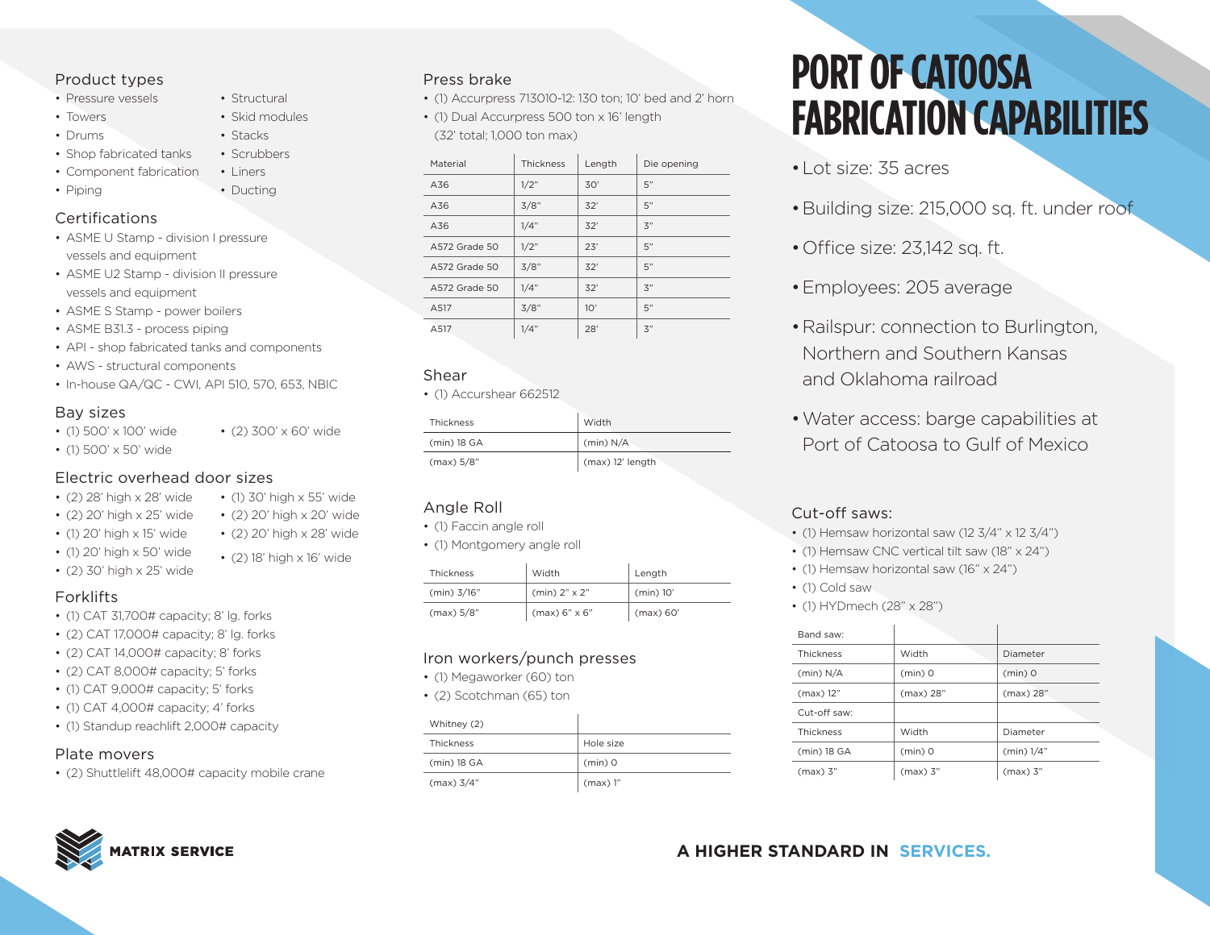# PORT OF CATOOSA FABRICATION CAPABILITIES

- Lot size: 35 acres
- Building size: 215,000 sq. ft. under roof
- Office size: 23,142 sq. ft.
- Employees: 205 average
- Railspur: connection to Burlington, Northern and Southern Kansas and Oklahoma railroad
- Water access: barge capabilities at Port of Catoosa to Gulf of Mexico

## Product types

- Pressure vessels
- Towers
- Drums
- Shop fabricated tanks
- Component fabrication
- Piping
- Structural
- Skid modules
- Stacks
- Scrubbers
- Liners
- Ducting

## Certifications

- ASME U Stamp - division I pressure vessels and equipment
- ASME U2 Stamp - division II pressure vessels and equipment
- ASME S Stamp - power boilers
- ASME B31.3 - process piping
- API - shop fabricated tanks and components
- AWS - structural components
- In-house QA/QC - CWI, API 510, 570, 653, NBIC

## Bay sizes

- (1) 500' x 100' wide
- (1) 500' x 50' wide
- (2) 300' x 60' wide

## Electric overhead door sizes

- (2) 28' high x 28' wide
- (2) 20' high x 25' wide
- (1) 20' high x 15' wide
- (1) 20' high x 50' wide
- (2) 30' high x 25' wide
- (1) 30' high x 55' wide
- (2) 20' high x 20' wide
- (2) 20' high x 28' wide
- (2) 18' high x 16' wide

## Forklifts

- (1) CAT 31,700# capacity; 8' lg. forks
- (2) CAT 17,000# capacity; 8' lg. forks
- (2) CAT 14,000# capacity; 8' forks
- (2) CAT 8,000# capacity; 5' forks
- (1) CAT 9,000# capacity; 5' forks
- (1) CAT 4,000# capacity; 4' forks
- (1) Standup reachlift 2,000# capacity

## Plate movers

- (2) Shuttlelift 48,000# capacity mobile crane

## Press brake

- (1) Accurpress 713010-12: 130 ton; 10' bed and 2' horn
- (1) Dual Accurpress 500 ton x 16' length (32' total; 1,000 ton max)

| Material | Thickness | Length | Die opening |
|---|---|---|---|
| A36 | 1/2" | 30' | 5" |
| A36 | 3/8" | 32' | 5" |
| A36 | 1/4" | 32' | 3" |
| A572 Grade 50 | 1/2" | 23' | 5" |
| A572 Grade 50 | 3/8" | 32' | 5" |
| A572 Grade 50 | 1/4" | 32' | 3" |
| A517 | 3/8" | 10' | 5" |
| A517 | 1/4" | 28' | 3" |

## Shear

- (1) Accurshear 662512

| Thickness | Width |
|---|---|
| (min) 18 GA | (min) N/A |
| (max) 5/8" | (max) 12' length |

## Angle Roll

- (1) Faccin angle roll
- (1) Montgomery angle roll

| Thickness | Width | Length |
|---|---|---|
| (min) 3/16" | (min) 2" x 2" | (min) 10' |
| (max) 5/8" | (max) 6" x 6" | (max) 60' |

## Iron workers/punch presses

- (1) Megaworker (60) ton
- (2) Scotchman (65) ton

| Whitney (2) | |
|---|---|
| Thickness | Hole size |
| (min) 18 GA | (min) 0 |
| (max) 3/4" | (max) 1" |

## Cut-off saws:

- (1) Hemsaw horizontal saw (12 3/4" x 12 3/4")
- (1) Hemsaw CNC vertical tilt saw (18" x 24")
- (1) Hemsaw horizontal saw (16" x 24")
- (1) Cold saw
- (1) HYDmech (28" x 28")

| Band saw: | | |
|---|---|---|
| Thickness | Width | Diameter |
| (min) N/A | (min) 0 | (min) 0 |
| (max) 12" | (max) 28" | (max) 28" |
| Cut-off saw: | | |
| Thickness | Width | Diameter |
| (min) 18 GA | (min) 0 | (min) 1/4" |
| (max) 3" | (max) 3" | (max) 3" |

MATRIX SERVICE

A HIGHER STANDARD IN SERVICES.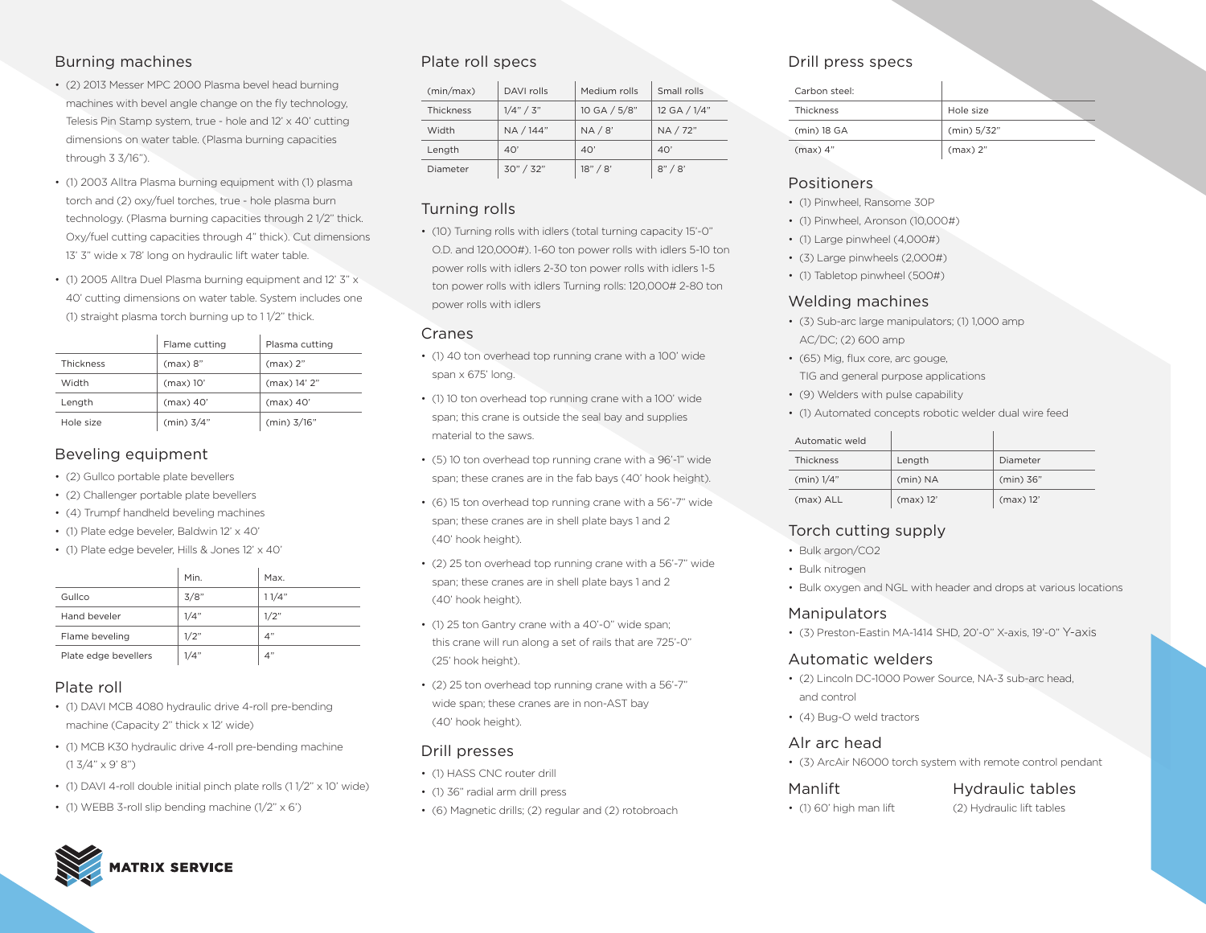## Burning machines

- (2) 2013 Messer MPC 2000 Plasma bevel head burning machines with bevel angle change on the fly technology, Telesis Pin Stamp system, true - hole and 12' x 40' cutting dimensions on water table. (Plasma burning capacities through 3 3/16").
- (1) 2003 Alltra Plasma burning equipment with (1) plasma torch and (2) oxy/fuel torches, true - hole plasma burn technology. (Plasma burning capacities through 2 1/2" thick. Oxy/fuel cutting capacities through 4" thick). Cut dimensions 13' 3" wide x 78' long on hydraulic lift water table.
- (1) 2005 Alltra Duel Plasma burning equipment and 12' 3" x 40' cutting dimensions on water table. System includes one (1) straight plasma torch burning up to 1 1/2" thick.

| | Flame cutting | Plasma cutting |
|---|---|---|
| Thickness | (max) 8" | (max) 2" |
| Width | (max) 10' | (max) 14' 2" |
| Length | (max) 40' | (max) 40' |
| Hole size | (min) 3/4" | (min) 3/16" |

## Beveling equipment

- (2) Gullco portable plate bevellers
- (2) Challenger portable plate bevellers
- (4) Trumpf handheld beveling machines
- (1) Plate edge beveler, Baldwin 12' x 40'
- (1) Plate edge beveler, Hills & Jones 12' x 40'

| | Min. | Max. |
|---|---|---|
| Gullco | 3/8" | 1 1/4" |
| Hand beveler | 1/4" | 1/2" |
| Flame beveling | 1/2" | 4" |
| Plate edge bevellers | 1/4" | 4" |

## Plate roll

- (1) DAVI MCB 4080 hydraulic drive 4-roll pre-bending machine (Capacity 2" thick x 12' wide)
- (1) MCB K30 hydraulic drive 4-roll pre-bending machine (1 3/4" x 9' 8")
- (1) DAVI 4-roll double initial pinch plate rolls (1 1/2" x 10' wide)
- (1) WEBB 3-roll slip bending machine (1/2" x 6')

## Plate roll specs

| (min/max) | DAVI rolls | Medium rolls | Small rolls |
|---|---|---|---|
| Thickness | 1/4" / 3" | 10 GA / 5/8" | 12 GA / 1/4" |
| Width | NA / 144" | NA / 8' | NA / 72" |
| Length | 40' | 40' | 40' |
| Diameter | 30" / 32" | 18" / 8' | 8" / 8' |

## Turning rolls

- (10) Turning rolls with idlers (total turning capacity 15'-0" O.D. and 120,000#). 1-60 ton power rolls with idlers 5-10 ton power rolls with idlers 2-30 ton power rolls with idlers 1-5 ton power rolls with idlers Turning rolls: 120,000# 2-80 ton power rolls with idlers

## Cranes

- (1) 40 ton overhead top running crane with a 100' wide span x 675' long.
- (1) 10 ton overhead top running crane with a 100' wide span; this crane is outside the seal bay and supplies material to the saws.
- (5) 10 ton overhead top running crane with a 96'-1" wide span; these cranes are in the fab bays (40' hook height).
- (6) 15 ton overhead top running crane with a 56'-7" wide span; these cranes are in shell plate bays 1 and 2 (40' hook height).
- (2) 25 ton overhead top running crane with a 56'-7" wide span; these cranes are in shell plate bays 1 and 2 (40' hook height).
- (1) 25 ton Gantry crane with a 40'-0" wide span; this crane will run along a set of rails that are 725'-0" (25' hook height).
- (2) 25 ton overhead top running crane with a 56'-7" wide span; these cranes are in non-AST bay (40' hook height).

## Drill presses

- (1) HASS CNC router drill
- (1) 36" radial arm drill press
- (6) Magnetic drills; (2) regular and (2) rotobroach

## Drill press specs

| Carbon steel: | |
|---|---|
| Thickness | Hole size |
| (min) 18 GA | (min) 5/32" |
| (max) 4" | (max) 2" |

## Positioners

- (1) Pinwheel, Ransome 30P
- (1) Pinwheel, Aronson (10,000#)
- (1) Large pinwheel (4,000#)
- (3) Large pinwheels (2,000#)
- (1) Tabletop pinwheel (500#)

## Welding machines

- (3) Sub-arc large manipulators; (1) 1,000 amp AC/DC; (2) 600 amp
- (65) Mig, flux core, arc gouge, TIG and general purpose applications
- (9) Welders with pulse capability
- (1) Automated concepts robotic welder dual wire feed

| Automatic weld | | |
|---|---|---|
| Thickness | Length | Diameter |
| (min) 1/4" | (min) NA | (min) 36" |
| (max) ALL | (max) 12' | (max) 12' |

## Torch cutting supply

- Bulk argon/CO2
- Bulk nitrogen
- Bulk oxygen and NGL with header and drops at various locations

## Manipulators

- (3) Preston-Eastin MA-1414 SHD, 20'-0" X-axis, 19'-0" Y-axis

## Automatic welders

- (2) Lincoln DC-1000 Power Source, NA-3 sub-arc head, and control
- (4) Bug-O weld tractors

## AIr arc head

- (3) ArcAir N6000 torch system with remote control pendant

## Manlift

- (1) 60' high man lift

## Hydraulic tables

(2) Hydraulic lift tables

MATRIX SERVICE